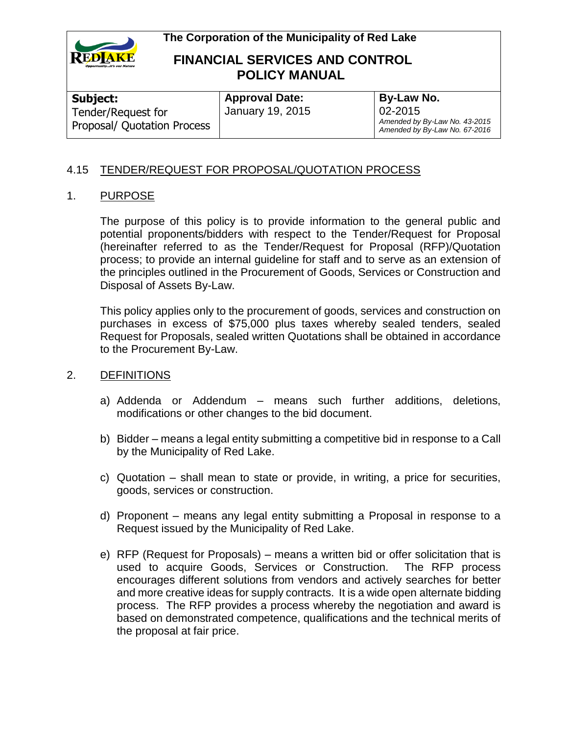**The Corporation of the Municipality of Red Lake**

# FINANCIAL SERVICES AND CONTROL POLICY MANUAL

| Subject: | Approval Date: | By-Law No. |
| --- | --- | --- |
| Tender/Request for Proposal/ Quotation Process | January 19, 2015 | 02-2015<br>*Amended by By-Law No. 43-2015*<br>*Amended by By-Law No. 67-2016* |

## 4.15 TENDER/REQUEST FOR PROPOSAL/QUOTATION PROCESS

### 1. PURPOSE

The purpose of this policy is to provide information to the general public and potential proponents/bidders with respect to the Tender/Request for Proposal (hereinafter referred to as the Tender/Request for Proposal (RFP)/Quotation process; to provide an internal guideline for staff and to serve as an extension of the principles outlined in the Procurement of Goods, Services or Construction and Disposal of Assets By-Law.

This policy applies only to the procurement of goods, services and construction on purchases in excess of $75,000 plus taxes whereby sealed tenders, sealed Request for Proposals, sealed written Quotations shall be obtained in accordance to the Procurement By-Law.

### 2. DEFINITIONS

a) Addenda or Addendum – means such further additions, deletions, modifications or other changes to the bid document.

b) Bidder – means a legal entity submitting a competitive bid in response to a Call by the Municipality of Red Lake.

c) Quotation – shall mean to state or provide, in writing, a price for securities, goods, services or construction.

d) Proponent – means any legal entity submitting a Proposal in response to a Request issued by the Municipality of Red Lake.

e) RFP (Request for Proposals) – means a written bid or offer solicitation that is used to acquire Goods, Services or Construction. The RFP process encourages different solutions from vendors and actively searches for better and more creative ideas for supply contracts. It is a wide open alternate bidding process. The RFP provides a process whereby the negotiation and award is based on demonstrated competence, qualifications and the technical merits of the proposal at fair price.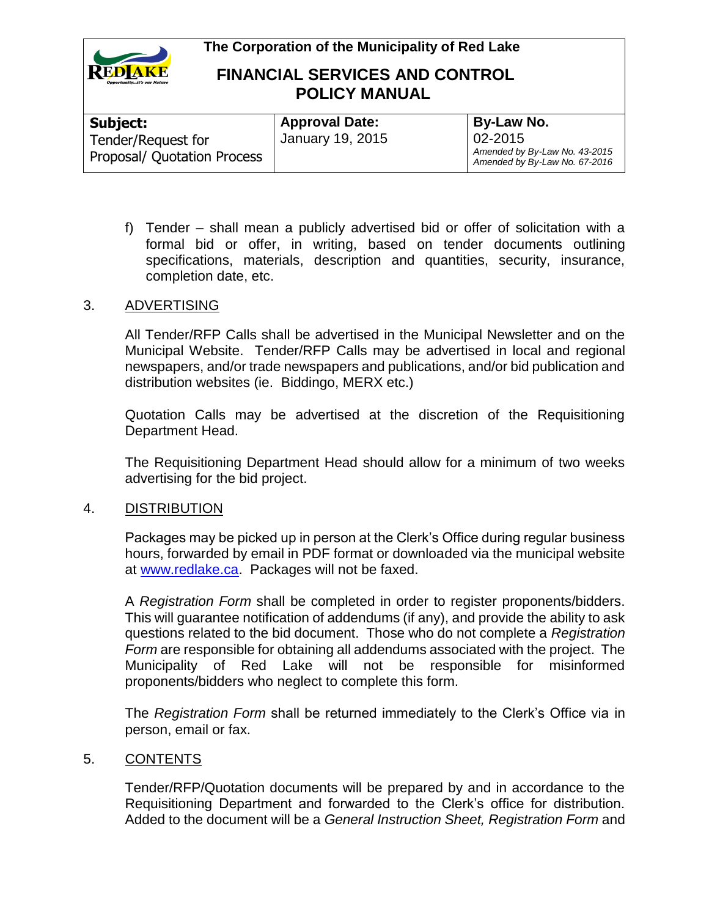f) Tender – shall mean a publicly advertised bid or offer of solicitation with a formal bid or offer, in writing, based on tender documents outlining specifications, materials, description and quantities, security, insurance, completion date, etc.

## 3. ADVERTISING

All Tender/RFP Calls shall be advertised in the Municipal Newsletter and on the Municipal Website. Tender/RFP Calls may be advertised in local and regional newspapers, and/or trade newspapers and publications, and/or bid publication and distribution websites (ie. Biddingo, MERX etc.)

Quotation Calls may be advertised at the discretion of the Requisitioning Department Head.

The Requisitioning Department Head should allow for a minimum of two weeks advertising for the bid project.

## 4. DISTRIBUTION

Packages may be picked up in person at the Clerk's Office during regular business hours, forwarded by email in PDF format or downloaded via the municipal website at [www.redlake.ca](www.redlake.ca). Packages will not be faxed.

A *Registration Form* shall be completed in order to register proponents/bidders. This will guarantee notification of addendums (if any), and provide the ability to ask questions related to the bid document. Those who do not complete a *Registration Form* are responsible for obtaining all addendums associated with the project. The Municipality of Red Lake will not be responsible for misinformed proponents/bidders who neglect to complete this form.

The *Registration Form* shall be returned immediately to the Clerk's Office via in person, email or fax.

## 5. CONTENTS

Tender/RFP/Quotation documents will be prepared by and in accordance to the Requisitioning Department and forwarded to the Clerk's office for distribution. Added to the document will be a *General Instruction Sheet, Registration Form* and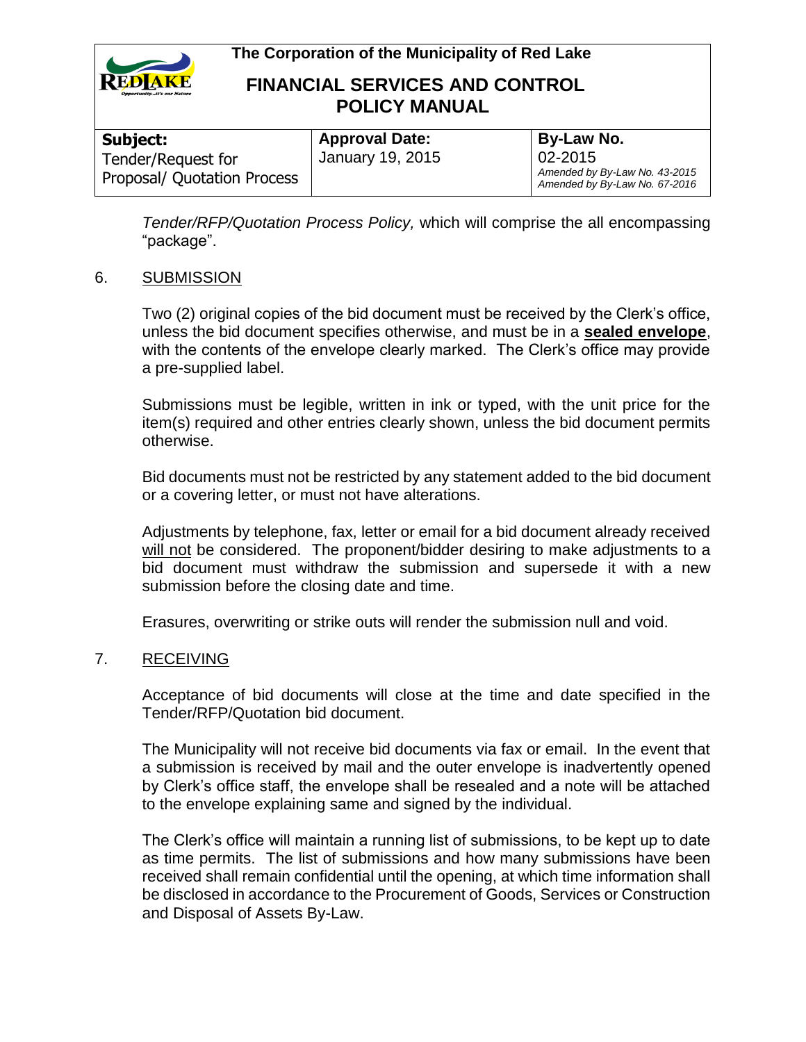*Tender/RFP/Quotation Process Policy,* which will comprise the all encompassing "package".

## 6. SUBMISSION

Two (2) original copies of the bid document must be received by the Clerk's office, unless the bid document specifies otherwise, and must be in a **sealed envelope**, with the contents of the envelope clearly marked. The Clerk's office may provide a pre-supplied label.

Submissions must be legible, written in ink or typed, with the unit price for the item(s) required and other entries clearly shown, unless the bid document permits otherwise.

Bid documents must not be restricted by any statement added to the bid document or a covering letter, or must not have alterations.

Adjustments by telephone, fax, letter or email for a bid document already received will not be considered. The proponent/bidder desiring to make adjustments to a bid document must withdraw the submission and supersede it with a new submission before the closing date and time.

Erasures, overwriting or strike outs will render the submission null and void.

## 7. RECEIVING

Acceptance of bid documents will close at the time and date specified in the Tender/RFP/Quotation bid document.

The Municipality will not receive bid documents via fax or email. In the event that a submission is received by mail and the outer envelope is inadvertently opened by Clerk's office staff, the envelope shall be resealed and a note will be attached to the envelope explaining same and signed by the individual.

The Clerk's office will maintain a running list of submissions, to be kept up to date as time permits. The list of submissions and how many submissions have been received shall remain confidential until the opening, at which time information shall be disclosed in accordance to the Procurement of Goods, Services or Construction and Disposal of Assets By-Law.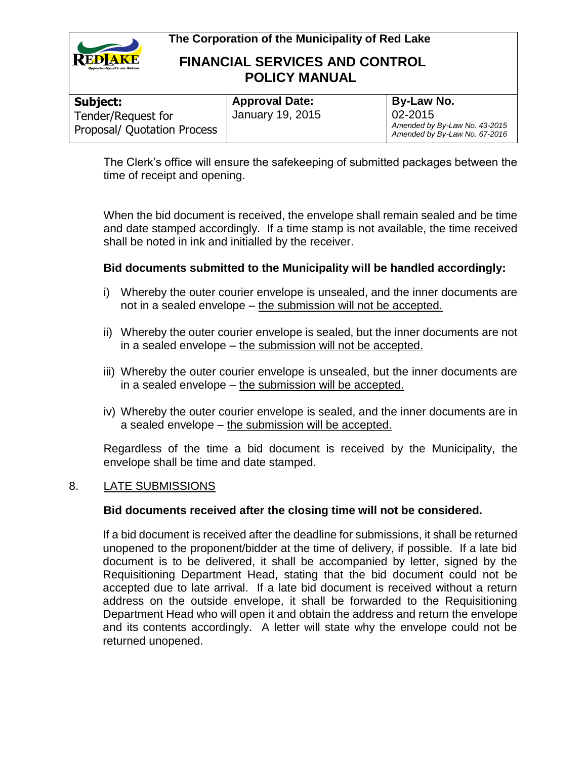The Clerk's office will ensure the safekeeping of submitted packages between the time of receipt and opening.

When the bid document is received, the envelope shall remain sealed and be time and date stamped accordingly. If a time stamp is not available, the time received shall be noted in ink and initialled by the receiver.

**Bid documents submitted to the Municipality will be handled accordingly:**

i) Whereby the outer courier envelope is unsealed, and the inner documents are not in a sealed envelope – <u>the submission will not be accepted.</u>

ii) Whereby the outer courier envelope is sealed, but the inner documents are not in a sealed envelope – <u>the submission will not be accepted.</u>

iii) Whereby the outer courier envelope is unsealed, but the inner documents are in a sealed envelope – <u>the submission will be accepted.</u>

iv) Whereby the outer courier envelope is sealed, and the inner documents are in a sealed envelope – <u>the submission will be accepted.</u>

Regardless of the time a bid document is received by the Municipality, the envelope shall be time and date stamped.

## 8. <u>LATE SUBMISSIONS</u>

**Bid documents received after the closing time will not be considered.**

If a bid document is received after the deadline for submissions, it shall be returned unopened to the proponent/bidder at the time of delivery, if possible. If a late bid document is to be delivered, it shall be accompanied by letter, signed by the Requisitioning Department Head, stating that the bid document could not be accepted due to late arrival. If a late bid document is received without a return address on the outside envelope, it shall be forwarded to the Requisitioning Department Head who will open it and obtain the address and return the envelope and its contents accordingly. A letter will state why the envelope could not be returned unopened.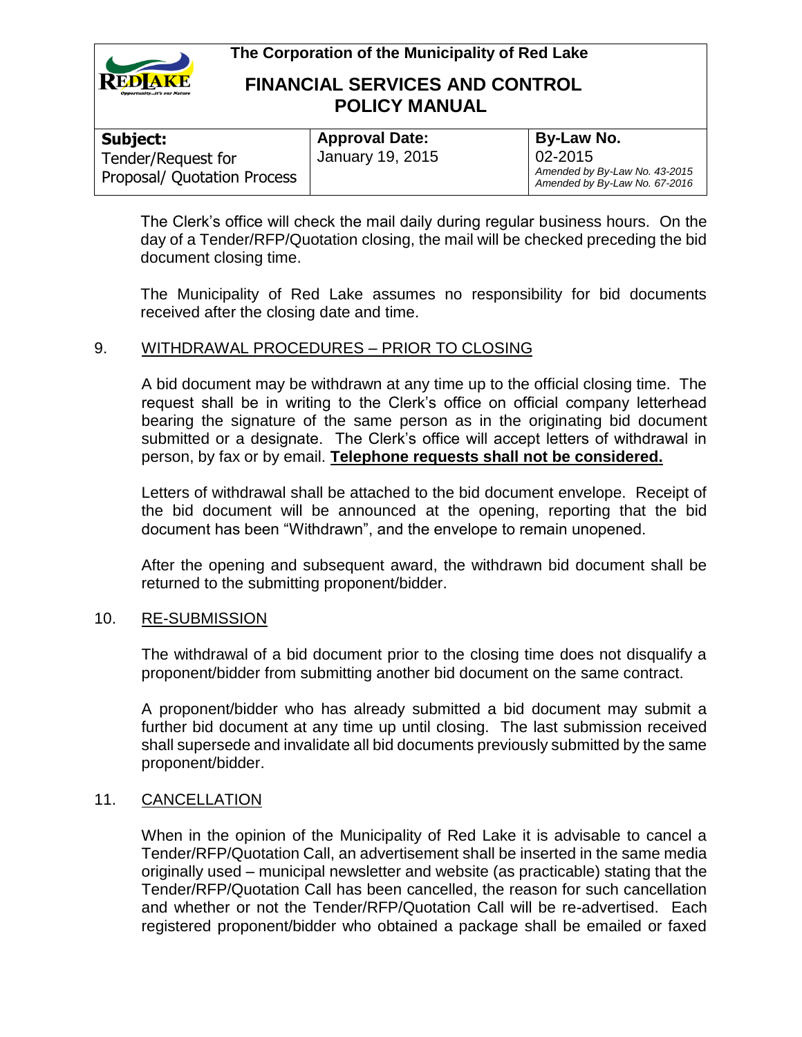The Clerk's office will check the mail daily during regular business hours. On the day of a Tender/RFP/Quotation closing, the mail will be checked preceding the bid document closing time.

The Municipality of Red Lake assumes no responsibility for bid documents received after the closing date and time.

## 9. WITHDRAWAL PROCEDURES – PRIOR TO CLOSING

A bid document may be withdrawn at any time up to the official closing time. The request shall be in writing to the Clerk's office on official company letterhead bearing the signature of the same person as in the originating bid document submitted or a designate. The Clerk's office will accept letters of withdrawal in person, by fax or by email. **Telephone requests shall not be considered.**

Letters of withdrawal shall be attached to the bid document envelope. Receipt of the bid document will be announced at the opening, reporting that the bid document has been "Withdrawn", and the envelope to remain unopened.

After the opening and subsequent award, the withdrawn bid document shall be returned to the submitting proponent/bidder.

## 10. RE-SUBMISSION

The withdrawal of a bid document prior to the closing time does not disqualify a proponent/bidder from submitting another bid document on the same contract.

A proponent/bidder who has already submitted a bid document may submit a further bid document at any time up until closing. The last submission received shall supersede and invalidate all bid documents previously submitted by the same proponent/bidder.

## 11. CANCELLATION

When in the opinion of the Municipality of Red Lake it is advisable to cancel a Tender/RFP/Quotation Call, an advertisement shall be inserted in the same media originally used – municipal newsletter and website (as practicable) stating that the Tender/RFP/Quotation Call has been cancelled, the reason for such cancellation and whether or not the Tender/RFP/Quotation Call will be re-advertised. Each registered proponent/bidder who obtained a package shall be emailed or faxed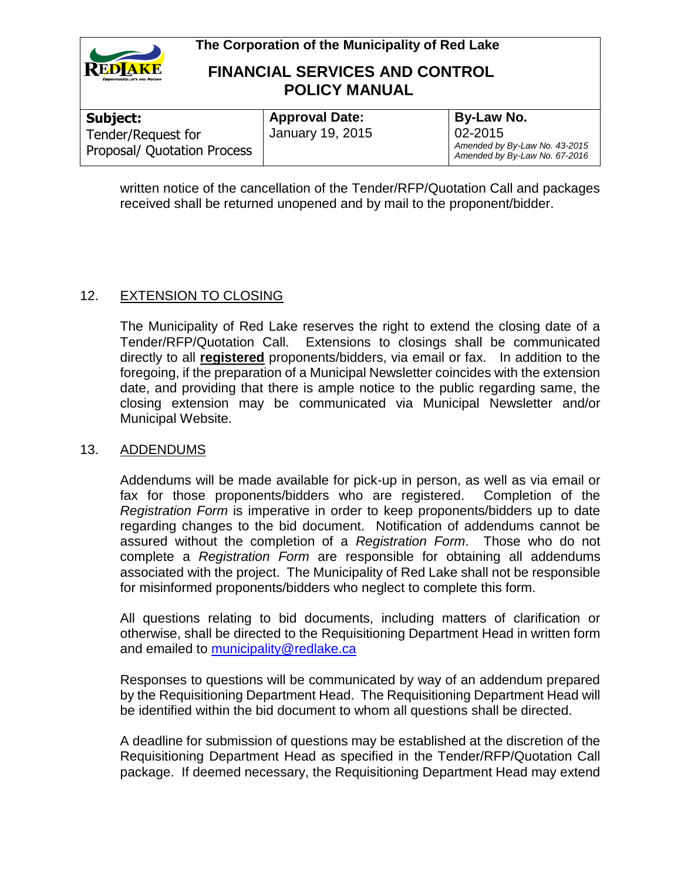written notice of the cancellation of the Tender/RFP/Quotation Call and packages received shall be returned unopened and by mail to the proponent/bidder.

## 12. EXTENSION TO CLOSING

The Municipality of Red Lake reserves the right to extend the closing date of a Tender/RFP/Quotation Call. Extensions to closings shall be communicated directly to all **registered** proponents/bidders, via email or fax. In addition to the foregoing, if the preparation of a Municipal Newsletter coincides with the extension date, and providing that there is ample notice to the public regarding same, the closing extension may be communicated via Municipal Newsletter and/or Municipal Website.

## 13. ADDENDUMS

Addendums will be made available for pick-up in person, as well as via email or fax for those proponents/bidders who are registered. Completion of the *Registration Form* is imperative in order to keep proponents/bidders up to date regarding changes to the bid document. Notification of addendums cannot be assured without the completion of a *Registration Form*. Those who do not complete a *Registration Form* are responsible for obtaining all addendums associated with the project. The Municipality of Red Lake shall not be responsible for misinformed proponents/bidders who neglect to complete this form.

All questions relating to bid documents, including matters of clarification or otherwise, shall be directed to the Requisitioning Department Head in written form and emailed to municipality@redlake.ca

Responses to questions will be communicated by way of an addendum prepared by the Requisitioning Department Head. The Requisitioning Department Head will be identified within the bid document to whom all questions shall be directed.

A deadline for submission of questions may be established at the discretion of the Requisitioning Department Head as specified in the Tender/RFP/Quotation Call package. If deemed necessary, the Requisitioning Department Head may extend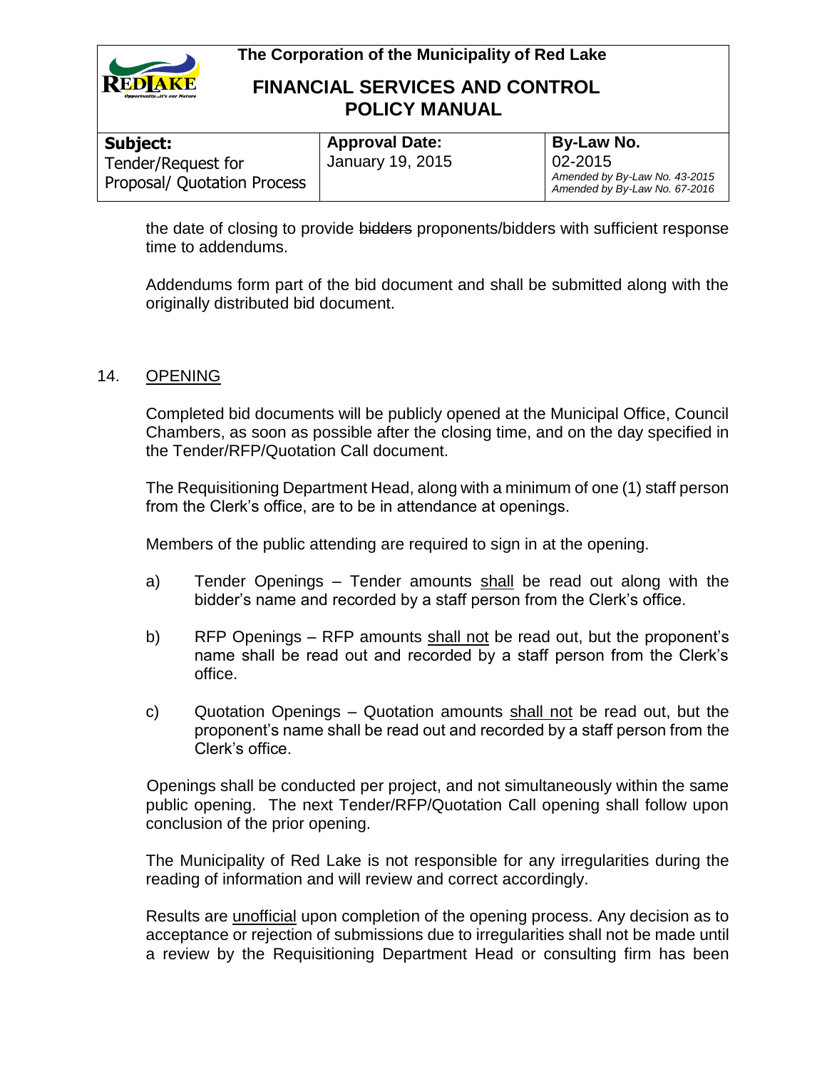the date of closing to provide ~~bidders~~ proponents/bidders with sufficient response time to addendums.

Addendums form part of the bid document and shall be submitted along with the originally distributed bid document.

## 14. OPENING

Completed bid documents will be publicly opened at the Municipal Office, Council Chambers, as soon as possible after the closing time, and on the day specified in the Tender/RFP/Quotation Call document.

The Requisitioning Department Head, along with a minimum of one (1) staff person from the Clerk's office, are to be in attendance at openings.

Members of the public attending are required to sign in at the opening.

a) Tender Openings – Tender amounts <u>shall</u> be read out along with the bidder's name and recorded by a staff person from the Clerk's office.

b) RFP Openings – RFP amounts <u>shall not</u> be read out, but the proponent's name shall be read out and recorded by a staff person from the Clerk's office.

c) Quotation Openings – Quotation amounts <u>shall not</u> be read out, but the proponent's name shall be read out and recorded by a staff person from the Clerk's office.

Openings shall be conducted per project, and not simultaneously within the same public opening. The next Tender/RFP/Quotation Call opening shall follow upon conclusion of the prior opening.

The Municipality of Red Lake is not responsible for any irregularities during the reading of information and will review and correct accordingly.

Results are <u>unofficial</u> upon completion of the opening process. Any decision as to acceptance or rejection of submissions due to irregularities shall not be made until a review by the Requisitioning Department Head or consulting firm has been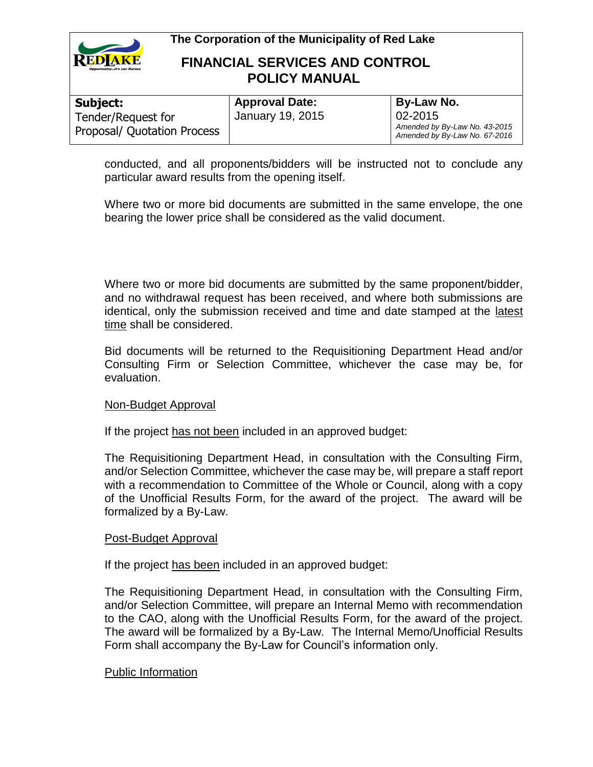conducted, and all proponents/bidders will be instructed not to conclude any particular award results from the opening itself.

Where two or more bid documents are submitted in the same envelope, the one bearing the lower price shall be considered as the valid document.

Where two or more bid documents are submitted by the same proponent/bidder, and no withdrawal request has been received, and where both submissions are identical, only the submission received and time and date stamped at the latest time shall be considered.

Bid documents will be returned to the Requisitioning Department Head and/or Consulting Firm or Selection Committee, whichever the case may be, for evaluation.

Non-Budget Approval

If the project has not been included in an approved budget:

The Requisitioning Department Head, in consultation with the Consulting Firm, and/or Selection Committee, whichever the case may be, will prepare a staff report with a recommendation to Committee of the Whole or Council, along with a copy of the Unofficial Results Form, for the award of the project. The award will be formalized by a By-Law.

Post-Budget Approval

If the project has been included in an approved budget:

The Requisitioning Department Head, in consultation with the Consulting Firm, and/or Selection Committee, will prepare an Internal Memo with recommendation to the CAO, along with the Unofficial Results Form, for the award of the project. The award will be formalized by a By-Law. The Internal Memo/Unofficial Results Form shall accompany the By-Law for Council's information only.

Public Information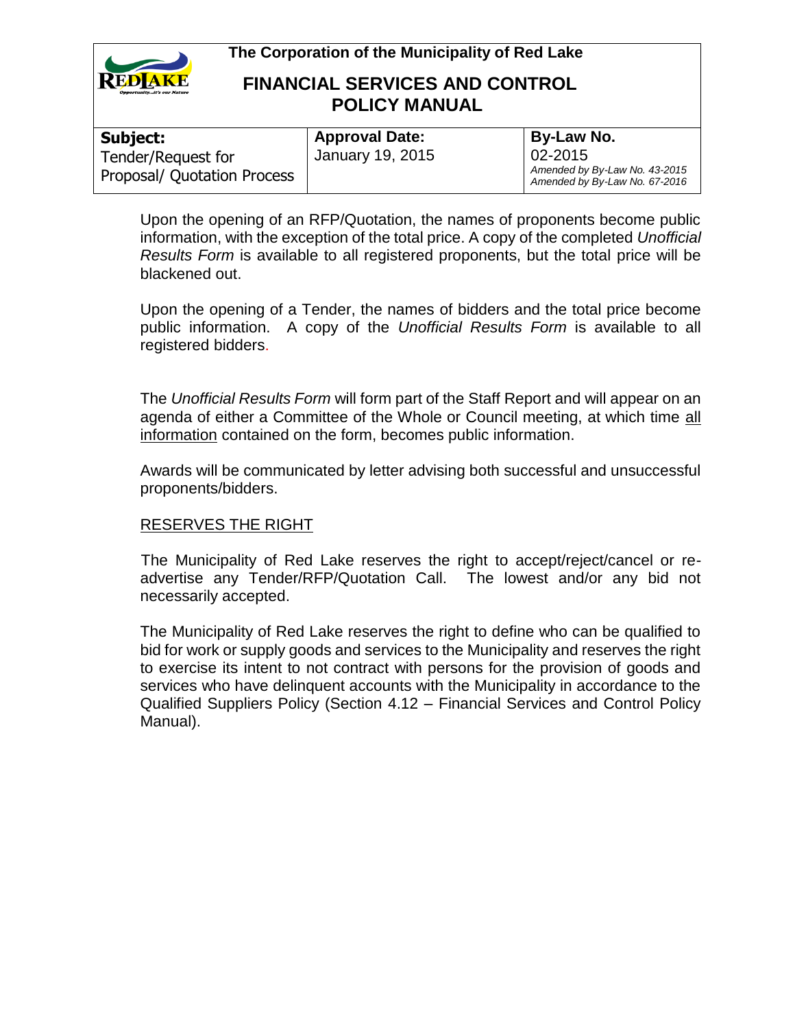Upon the opening of an RFP/Quotation, the names of proponents become public information, with the exception of the total price. A copy of the completed *Unofficial Results Form* is available to all registered proponents, but the total price will be blackened out.

Upon the opening of a Tender, the names of bidders and the total price become public information. A copy of the *Unofficial Results Form* is available to all registered bidders.

The *Unofficial Results Form* will form part of the Staff Report and will appear on an agenda of either a Committee of the Whole or Council meeting, at which time all information contained on the form, becomes public information.

Awards will be communicated by letter advising both successful and unsuccessful proponents/bidders.

RESERVES THE RIGHT

The Municipality of Red Lake reserves the right to accept/reject/cancel or re-advertise any Tender/RFP/Quotation Call. The lowest and/or any bid not necessarily accepted.

The Municipality of Red Lake reserves the right to define who can be qualified to bid for work or supply goods and services to the Municipality and reserves the right to exercise its intent to not contract with persons for the provision of goods and services who have delinquent accounts with the Municipality in accordance to the Qualified Suppliers Policy (Section 4.12 – Financial Services and Control Policy Manual).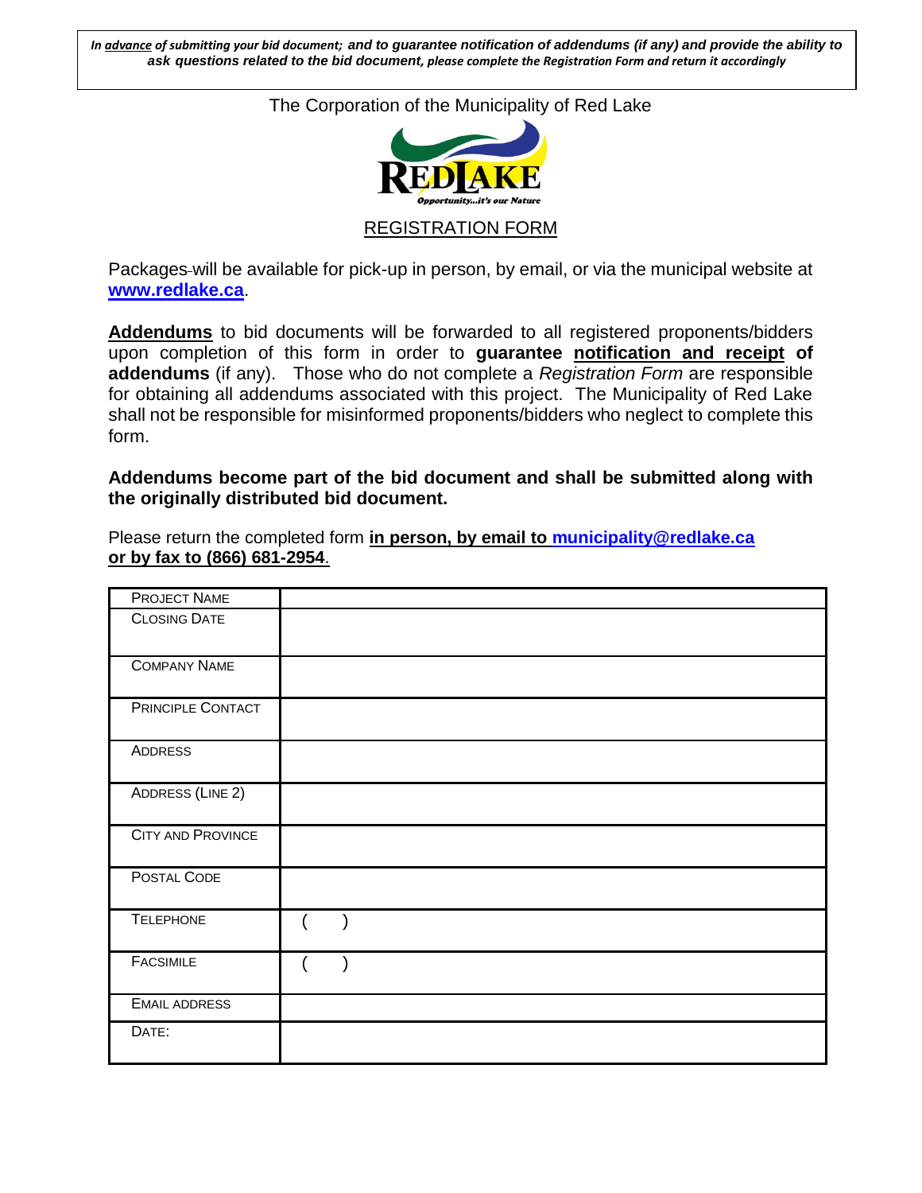*In advance of submitting your bid document; and to guarantee notification of addendums (if any) and provide the ability to ask questions related to the bid document, please complete the Registration Form and return it accordingly*

The Corporation of the Municipality of Red Lake

REDLAKE

*Opportunity...it's our Nature*

## REGISTRATION FORM

Packages will be available for pick-up in person, by email, or via the municipal website at **www.redlake.ca**.

**Addendums** to bid documents will be forwarded to all registered proponents/bidders upon completion of this form in order to **guarantee notification and receipt of addendums** (if any). Those who do not complete a *Registration Form* are responsible for obtaining all addendums associated with this project. The Municipality of Red Lake shall not be responsible for misinformed proponents/bidders who neglect to complete this form.

**Addendums become part of the bid document and shall be submitted along with the originally distributed bid document.**

Please return the completed form **in person, by email to municipality@redlake.ca or by fax to (866) 681-2954**.

| | |
|---|---|
| PROJECT NAME | |
| CLOSING DATE | |
| COMPANY NAME | |
| PRINCIPLE CONTACT | |
| ADDRESS | |
| ADDRESS (LINE 2) | |
| CITY AND PROVINCE | |
| POSTAL CODE | |
| TELEPHONE | ( ) |
| FACSIMILE | ( ) |
| EMAIL ADDRESS | |
| DATE: | |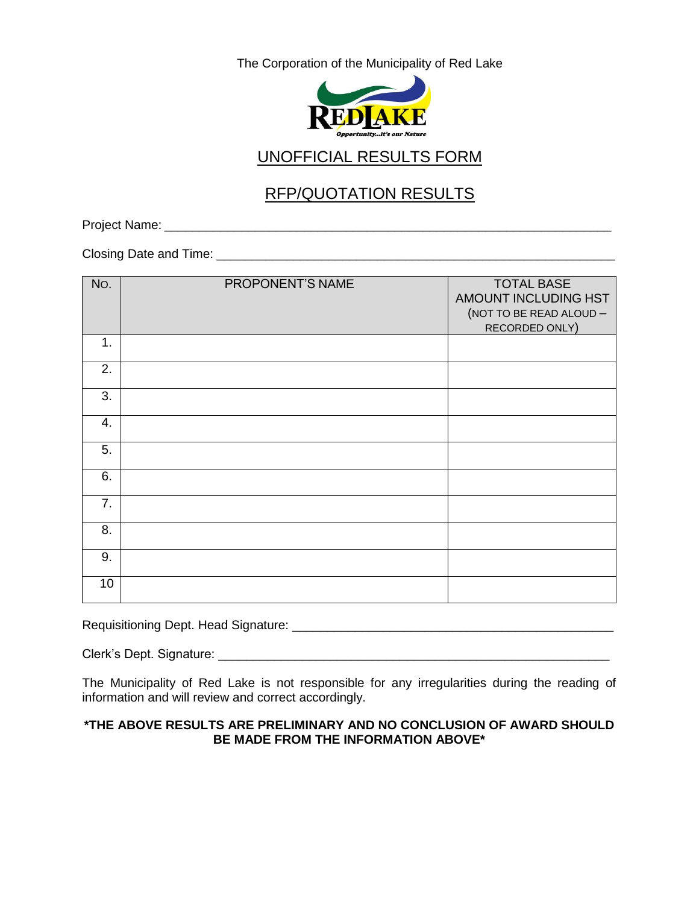The Corporation of the Municipality of Red Lake

REDLAKE

*Opportunity...it's our Nature*

# UNOFFICIAL RESULTS FORM

## RFP/QUOTATION RESULTS

Project Name: ___________________________________________________________________

Closing Date and Time: ____________________________________________________________

| NO. | PROPONENT'S NAME | TOTAL BASE AMOUNT INCLUDING HST (NOT TO BE READ ALOUD – RECORDED ONLY) |
|---|---|---|
| 1. | | |
| 2. | | |
| 3. | | |
| 4. | | |
| 5. | | |
| 6. | | |
| 7. | | |
| 8. | | |
| 9. | | |
| 10 | | |

Requisitioning Dept. Head Signature: _______________________________________________

Clerk's Dept. Signature: ___________________________________________________________

The Municipality of Red Lake is not responsible for any irregularities during the reading of information and will review and correct accordingly.

**\*THE ABOVE RESULTS ARE PRELIMINARY AND NO CONCLUSION OF AWARD SHOULD BE MADE FROM THE INFORMATION ABOVE\***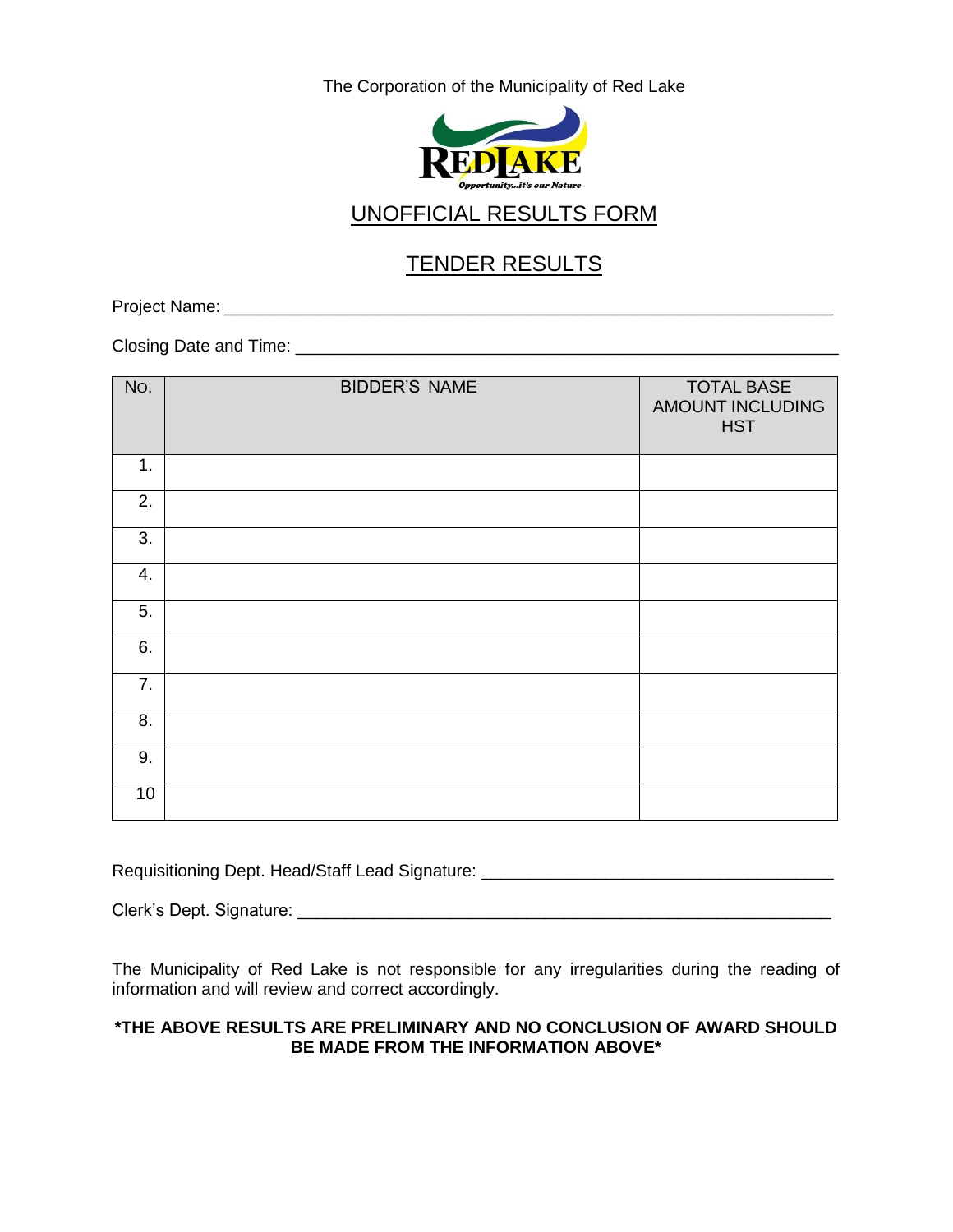The Corporation of the Municipality of Red Lake

REDLAKE

*Opportunity...it's our Nature*

## UNOFFICIAL RESULTS FORM

## TENDER RESULTS

Project Name: ___________________________________________________________________

Closing Date and Time: ____________________________________________________________

| NO. | BIDDER'S NAME | TOTAL BASE AMOUNT INCLUDING HST |
|---|---|---|
| 1. | | |
| 2. | | |
| 3. | | |
| 4. | | |
| 5. | | |
| 6. | | |
| 7. | | |
| 8. | | |
| 9. | | |
| 10 | | |

Requisitioning Dept. Head/Staff Lead Signature: ___________________________________

Clerk's Dept. Signature: ___________________________________________________________

The Municipality of Red Lake is not responsible for any irregularities during the reading of information and will review and correct accordingly.

**\*THE ABOVE RESULTS ARE PRELIMINARY AND NO CONCLUSION OF AWARD SHOULD BE MADE FROM THE INFORMATION ABOVE\***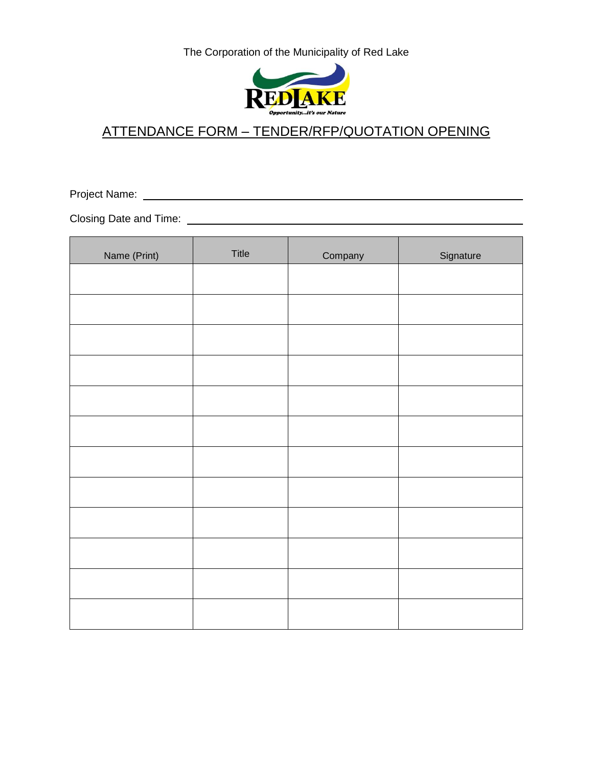The Corporation of the Municipality of Red Lake

REDLAKE
*Opportunity...it's our Nature*

# ATTENDANCE FORM – TENDER/RFP/QUOTATION OPENING

Project Name: ______________________________________________

Closing Date and Time: ______________________________________

| Name (Print) | Title | Company | Signature |
|---|---|---|---|
| | | | |
| | | | |
| | | | |
| | | | |
| | | | |
| | | | |
| | | | |
| | | | |
| | | | |
| | | | |
| | | | |
| | | | |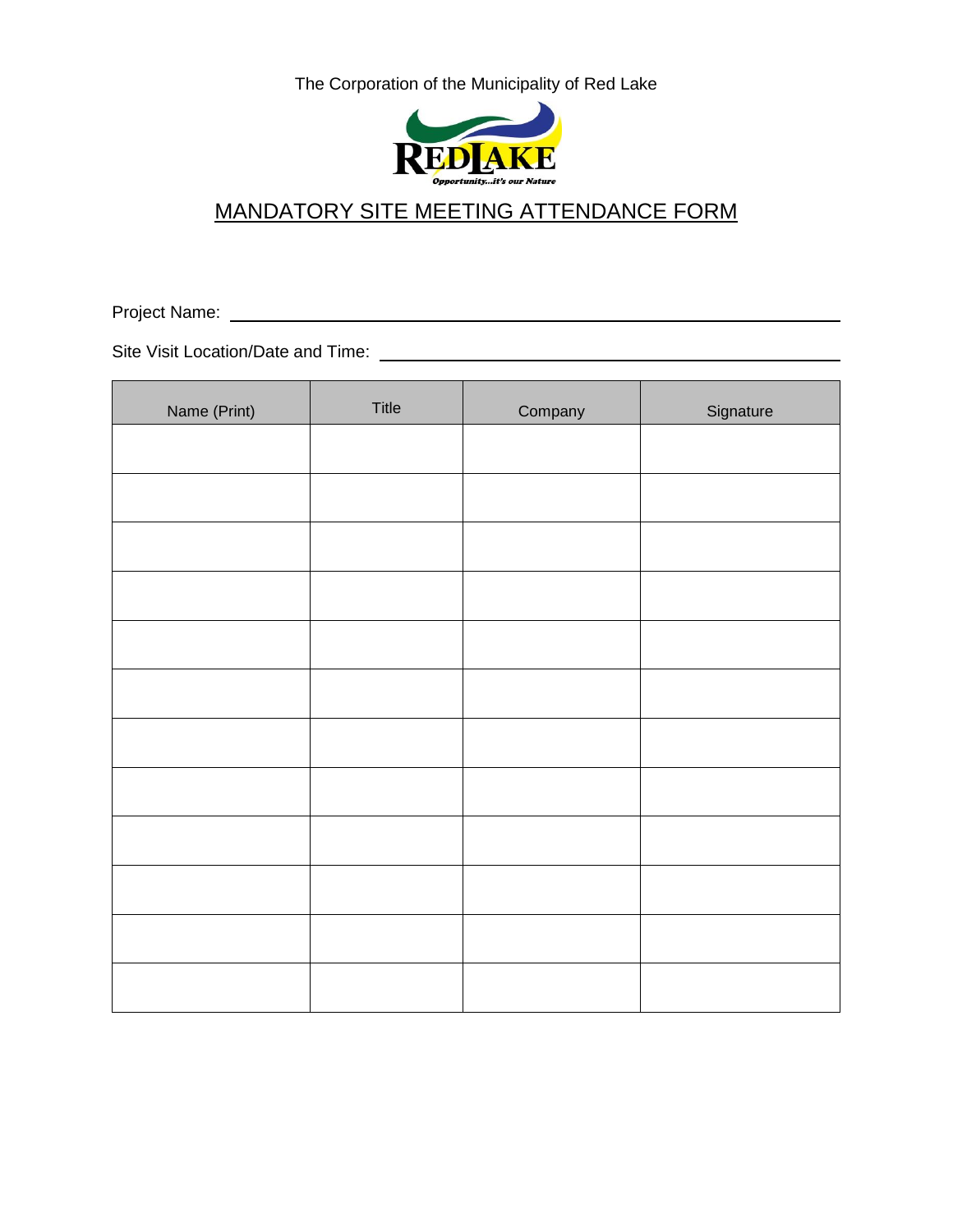The Corporation of the Municipality of Red Lake

REDLAKE

*Opportunity...it's our Nature*

# MANDATORY SITE MEETING ATTENDANCE FORM

Project Name: ______________________________________________

Site Visit Location/Date and Time: ______________________________________________

| Name (Print) | Title | Company | Signature |
|---|---|---|---|
| | | | |
| | | | |
| | | | |
| | | | |
| | | | |
| | | | |
| | | | |
| | | | |
| | | | |
| | | | |
| | | | |
| | | | |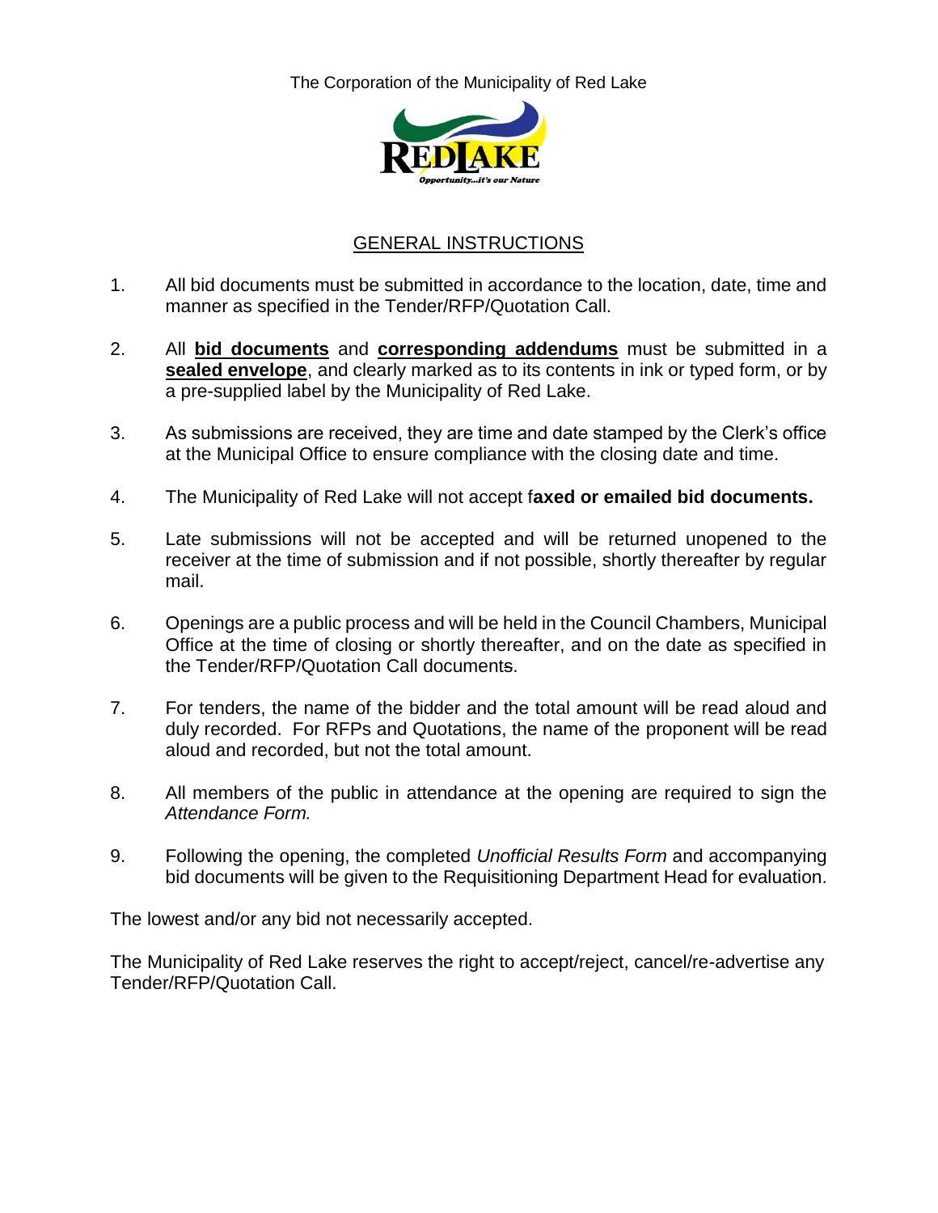The Corporation of the Municipality of Red Lake

## GENERAL INSTRUCTIONS

1. All bid documents must be submitted in accordance to the location, date, time and manner as specified in the Tender/RFP/Quotation Call.

2. All **bid documents** and **corresponding addendums** must be submitted in a **sealed envelope**, and clearly marked as to its contents in ink or typed form, or by a pre-supplied label by the Municipality of Red Lake.

3. As submissions are received, they are time and date stamped by the Clerk's office at the Municipal Office to ensure compliance with the closing date and time.

4. The Municipality of Red Lake will not accept f**axed or emailed bid documents.**

5. Late submissions will not be accepted and will be returned unopened to the receiver at the time of submission and if not possible, shortly thereafter by regular mail.

6. Openings are a public process and will be held in the Council Chambers, Municipal Office at the time of closing or shortly thereafter, and on the date as specified in the Tender/RFP/Quotation Call documents.

7. For tenders, the name of the bidder and the total amount will be read aloud and duly recorded. For RFPs and Quotations, the name of the proponent will be read aloud and recorded, but not the total amount.

8. All members of the public in attendance at the opening are required to sign the *Attendance Form.*

9. Following the opening, the completed *Unofficial Results Form* and accompanying bid documents will be given to the Requisitioning Department Head for evaluation.

The lowest and/or any bid not necessarily accepted.

The Municipality of Red Lake reserves the right to accept/reject, cancel/re-advertise any Tender/RFP/Quotation Call.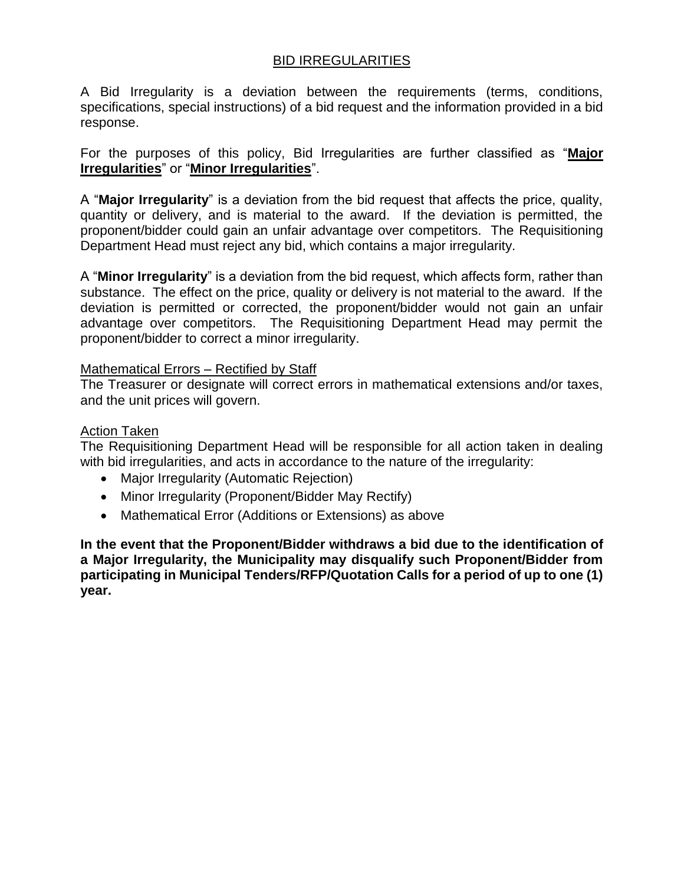## BID IRREGULARITIES

A Bid Irregularity is a deviation between the requirements (terms, conditions, specifications, special instructions) of a bid request and the information provided in a bid response.

For the purposes of this policy, Bid Irregularities are further classified as "**Major Irregularities**" or "**Minor Irregularities**".

A "**Major Irregularity**" is a deviation from the bid request that affects the price, quality, quantity or delivery, and is material to the award. If the deviation is permitted, the proponent/bidder could gain an unfair advantage over competitors. The Requisitioning Department Head must reject any bid, which contains a major irregularity.

A "**Minor Irregularity**" is a deviation from the bid request, which affects form, rather than substance. The effect on the price, quality or delivery is not material to the award. If the deviation is permitted or corrected, the proponent/bidder would not gain an unfair advantage over competitors. The Requisitioning Department Head may permit the proponent/bidder to correct a minor irregularity.

### Mathematical Errors – Rectified by Staff

The Treasurer or designate will correct errors in mathematical extensions and/or taxes, and the unit prices will govern.

### Action Taken

The Requisitioning Department Head will be responsible for all action taken in dealing with bid irregularities, and acts in accordance to the nature of the irregularity:

- Major Irregularity (Automatic Rejection)
- Minor Irregularity (Proponent/Bidder May Rectify)
- Mathematical Error (Additions or Extensions) as above

**In the event that the Proponent/Bidder withdraws a bid due to the identification of a Major Irregularity, the Municipality may disqualify such Proponent/Bidder from participating in Municipal Tenders/RFP/Quotation Calls for a period of up to one (1) year.**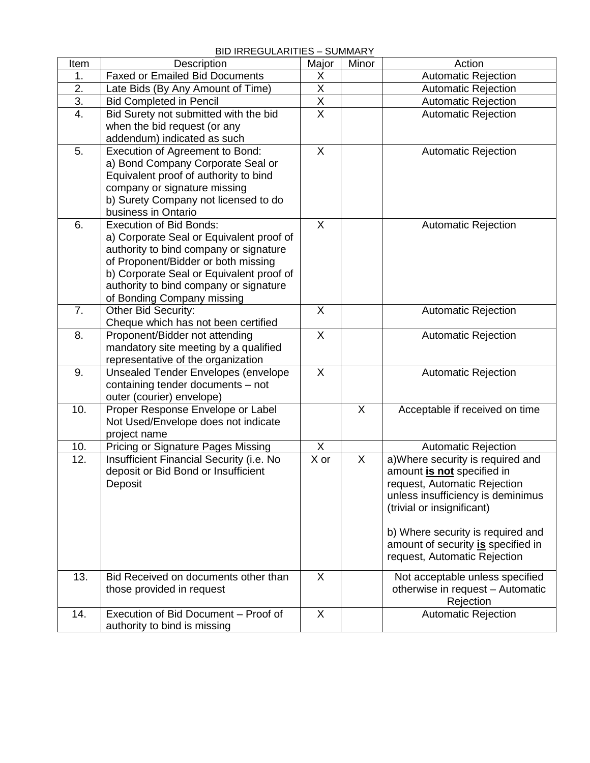BID IRREGULARITIES – SUMMARY

| Item | Description | Major | Minor | Action |
|---|---|---|---|---|
| 1. | Faxed or Emailed Bid Documents | X | | Automatic Rejection |
| 2. | Late Bids (By Any Amount of Time) | X | | Automatic Rejection |
| 3. | Bid Completed in Pencil | X | | Automatic Rejection |
| 4. | Bid Surety not submitted with the bid when the bid request (or any addendum) indicated as such | X | | Automatic Rejection |
| 5. | Execution of Agreement to Bond:<br>a) Bond Company Corporate Seal or Equivalent proof of authority to bind company or signature missing<br>b) Surety Company not licensed to do business in Ontario | X | | Automatic Rejection |
| 6. | Execution of Bid Bonds:<br>a) Corporate Seal or Equivalent proof of authority to bind company or signature of Proponent/Bidder or both missing<br>b) Corporate Seal or Equivalent proof of authority to bind company or signature of Bonding Company missing | X | | Automatic Rejection |
| 7. | Other Bid Security:<br>Cheque which has not been certified | X | | Automatic Rejection |
| 8. | Proponent/Bidder not attending mandatory site meeting by a qualified representative of the organization | X | | Automatic Rejection |
| 9. | Unsealed Tender Envelopes (envelope containing tender documents – not outer (courier) envelope) | X | | Automatic Rejection |
| 10. | Proper Response Envelope or Label Not Used/Envelope does not indicate project name | | X | Acceptable if received on time |
| 10. | Pricing or Signature Pages Missing | X | | Automatic Rejection |
| 12. | Insufficient Financial Security (i.e. No deposit or Bid Bond or Insufficient Deposit | X or | X | a)Where security is required and amount **is not** specified in request, Automatic Rejection unless insufficiency is deminimus (trivial or insignificant)<br><br>b) Where security is required and amount of security **is** specified in request, Automatic Rejection |
| 13. | Bid Received on documents other than those provided in request | X | | Not acceptable unless specified otherwise in request – Automatic Rejection |
| 14. | Execution of Bid Document – Proof of authority to bind is missing | X | | Automatic Rejection |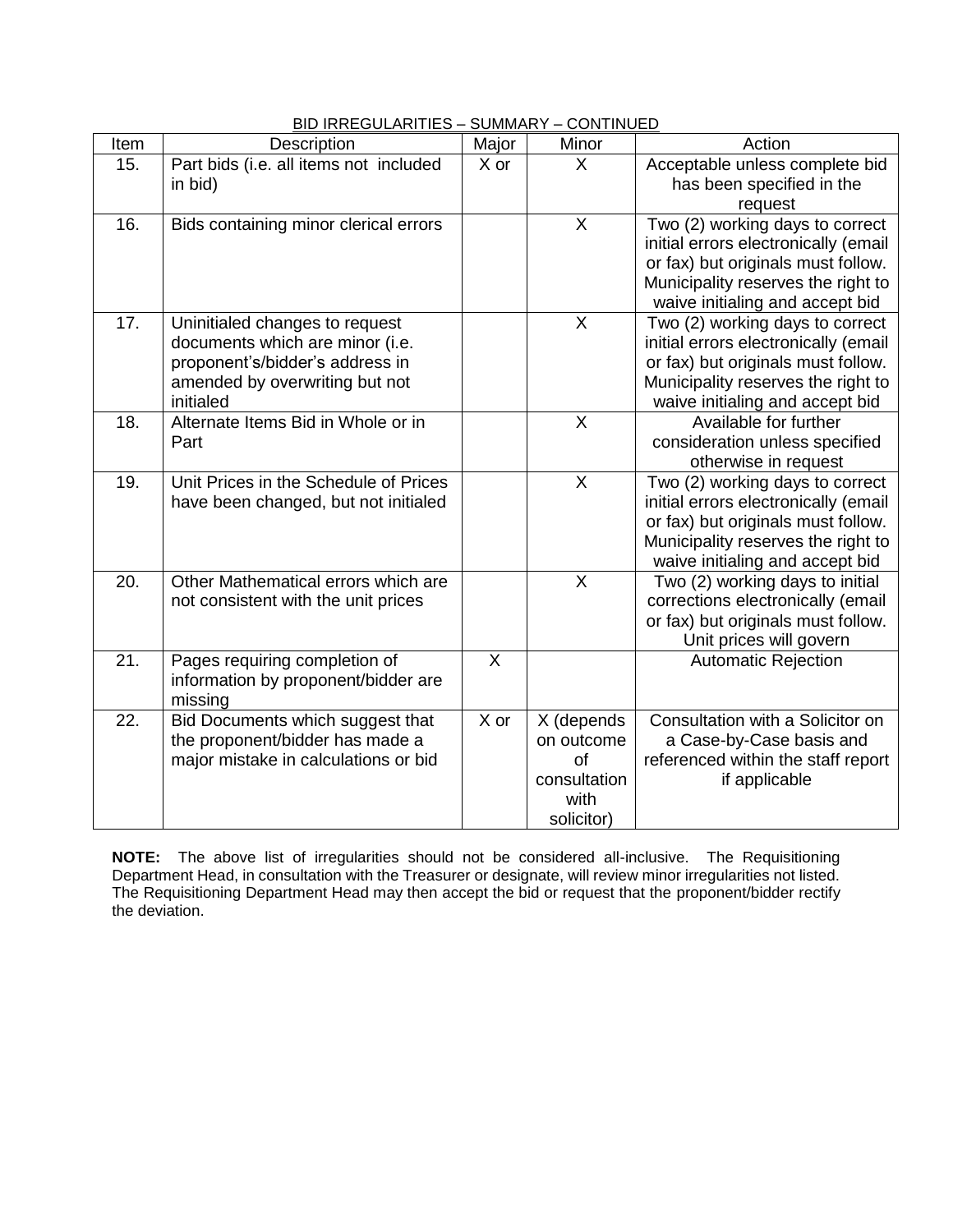BID IRREGULARITIES – SUMMARY – CONTINUED

| Item | Description | Major | Minor | Action |
|---|---|---|---|---|
| 15. | Part bids (i.e. all items not included in bid) | X or | X | Acceptable unless complete bid has been specified in the request |
| 16. | Bids containing minor clerical errors | | X | Two (2) working days to correct initial errors electronically (email or fax) but originals must follow. Municipality reserves the right to waive initialing and accept bid |
| 17. | Uninitialed changes to request documents which are minor (i.e. proponent's/bidder's address in amended by overwriting but not initialed | | X | Two (2) working days to correct initial errors electronically (email or fax) but originals must follow. Municipality reserves the right to waive initialing and accept bid |
| 18. | Alternate Items Bid in Whole or in Part | | X | Available for further consideration unless specified otherwise in request |
| 19. | Unit Prices in the Schedule of Prices have been changed, but not initialed | | X | Two (2) working days to correct initial errors electronically (email or fax) but originals must follow. Municipality reserves the right to waive initialing and accept bid |
| 20. | Other Mathematical errors which are not consistent with the unit prices | | X | Two (2) working days to initial corrections electronically (email or fax) but originals must follow. Unit prices will govern |
| 21. | Pages requiring completion of information by proponent/bidder are missing | X | | Automatic Rejection |
| 22. | Bid Documents which suggest that the proponent/bidder has made a major mistake in calculations or bid | X or | X (depends on outcome of consultation with solicitor) | Consultation with a Solicitor on a Case-by-Case basis and referenced within the staff report if applicable |

**NOTE:** The above list of irregularities should not be considered all-inclusive. The Requisitioning Department Head, in consultation with the Treasurer or designate, will review minor irregularities not listed. The Requisitioning Department Head may then accept the bid or request that the proponent/bidder rectify the deviation.